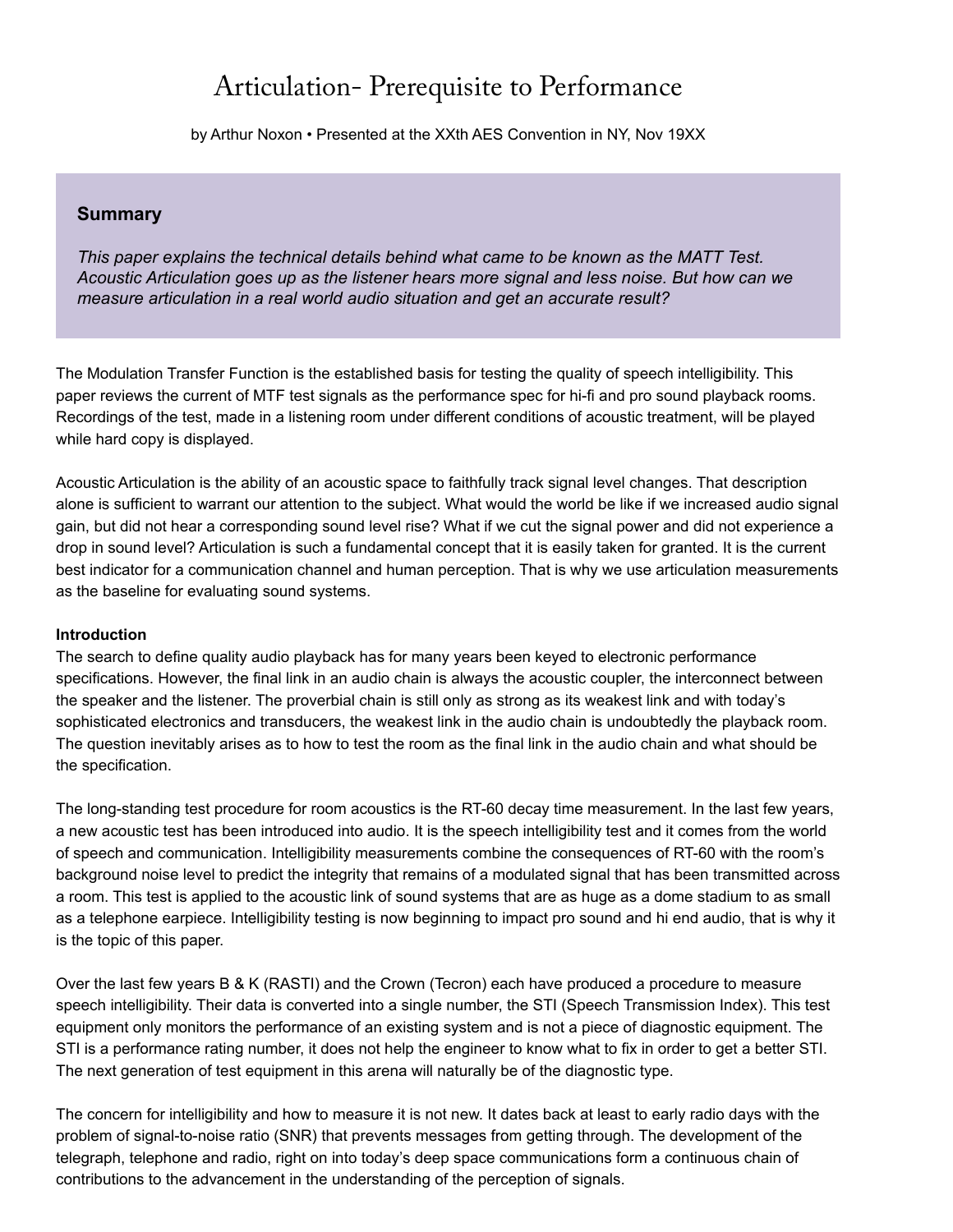# Articulation- Prerequisite to Performance

by Arthur Noxon • Presented at the XXth AES Convention in NY, Nov 19XX

## Summary

*This paper explains the technical details behind what came to be known as the MATT Test. Acoustic Articulation goes up as the listener hears more signal and less noise. But how can we measure articulation in a real world audio situation and get an accurate result?*

The Modulation Transfer Function is the established basis for testing the quality of speech intelligibility. This paper reviews the current of MTF test signals as the performance spec for hi-fi and pro sound playback rooms. Recordings of the test, made in a listening room under different conditions of acoustic treatment, will be played while hard copy is displayed.

Acoustic Articulation is the ability of an acoustic space to faithfully track signal level changes. That description alone is sufficient to warrant our attention to the subject. What would the world be like if we increased audio signal gain, but did not hear a corresponding sound level rise? What if we cut the signal power and did not experience a drop in sound level? Articulation is such a fundamental concept that it is easily taken for granted. It is the current best indicator for a communication channel and human perception. That is why we use articulation measurements as the baseline for evaluating sound systems.

**Introduction**

The search to define quality audio playback has for many years been keyed to electronic performance specifications. However, the final link in an audio chain is always the acoustic coupler, the interconnect between the speaker and the listener. The proverbial chain is still only as strong as its weakest link and with today's sophisticated electronics and transducers, the weakest link in the audio chain is undoubtedly the playback room. The question inevitably arises as to how to test the room as the final link in the audio chain and what should be the specification.

The long-standing test procedure for room acoustics is the RT-60 decay time measurement. In the last few years, a new acoustic test has been introduced into audio. It is the speech intelligibility test and it comes from the world of speech and communication. Intelligibility measurements combine the consequences of RT-60 with the room's background noise level to predict the integrity that remains of a modulated signal that has been transmitted across a room. This test is applied to the acoustic link of sound systems that are as huge as a dome stadium to as small as a telephone earpiece. Intelligibility testing is now beginning to impact pro sound and hi end audio, that is why it is the topic of this paper.

Over the last few years B & K (RASTI) and the Crown (Tecron) each have produced a procedure to measure speech intelligibility. Their data is converted into a single number, the STI (Speech Transmission Index). This test equipment only monitors the performance of an existing system and is not a piece of diagnostic equipment. The STI is a performance rating number, it does not help the engineer to know what to fix in order to get a better STI. The next generation of test equipment in this arena will naturally be of the diagnostic type.

The concern for intelligibility and how to measure it is not new. It dates back at least to early radio days with the problem of signal-to-noise ratio (SNR) that prevents messages from getting through. The development of the telegraph, telephone and radio, right on into today's deep space communications form a continuous chain of contributions to the advancement in the understanding of the perception of signals.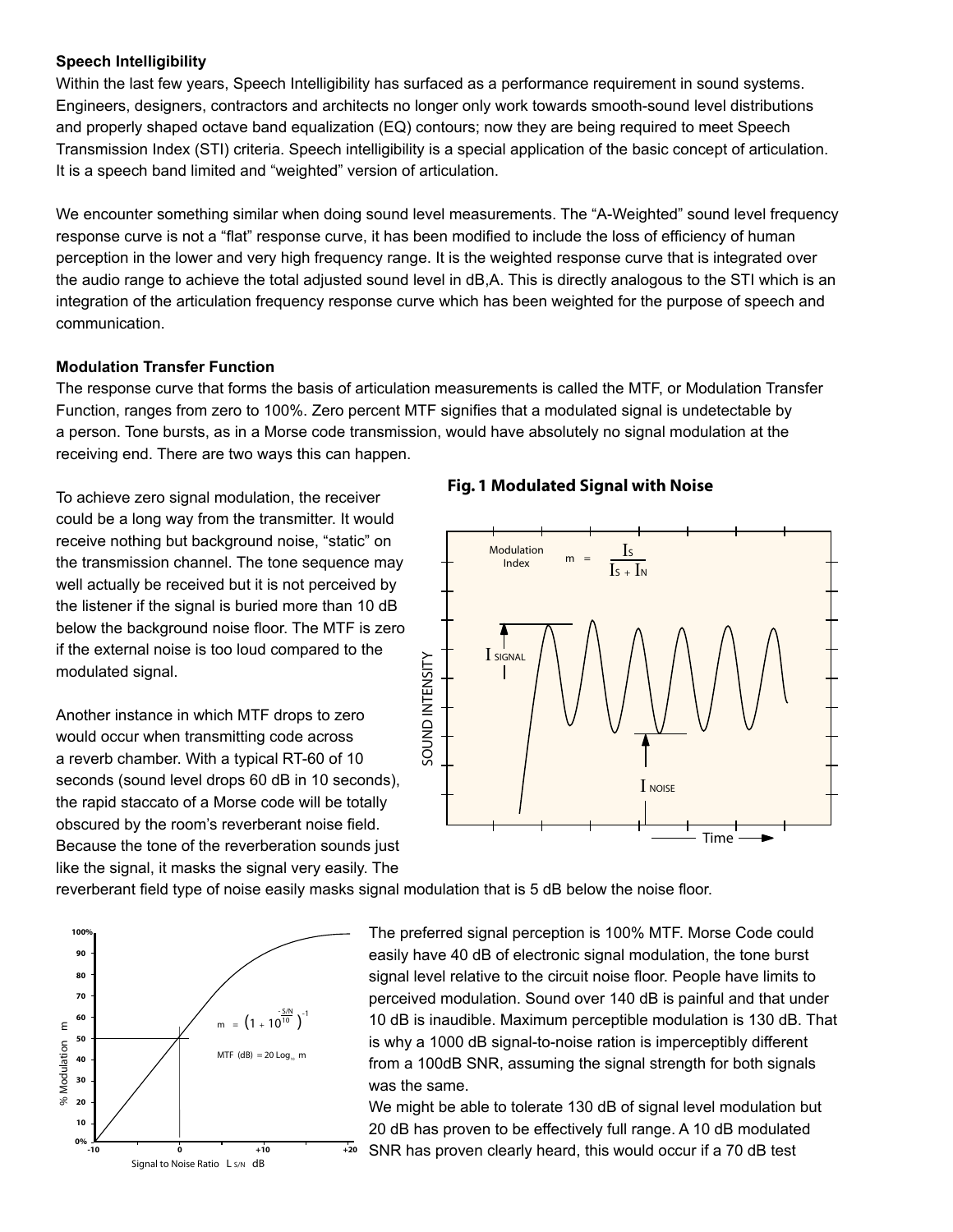**Speech Intelligibility**

Within the last few years, Speech Intelligibility has surfaced as a performance requirement in sound systems. Engineers, designers, contractors and architects no longer only work towards smooth-sound level distributions and properly shaped octave band equalization (EQ) contours; now they are being required to meet Speech Transmission Index (STI) criteria. Speech intelligibility is a special application of the basic concept of articulation. It is a speech band limited and "weighted" version of articulation.

We encounter something similar when doing sound level measurements. The "A-Weighted" sound level frequency response curve is not a "flat" response curve, it has been modified to include the loss of efficiency of human perception in the lower and very high frequency range. It is the weighted response curve that is integrated over the audio range to achieve the total adjusted sound level in dB,A. This is directly analogous to the STI which is an integration of the articulation frequency response curve which has been weighted for the purpose of speech and communication.

**Modulation Transfer Function**

The response curve that forms the basis of articulation measurements is called the MTF, or Modulation Transfer Function, ranges from zero to 100%. Zero percent MTF signifies that a modulated signal is undetectable by a person. Tone bursts, as in a Morse code transmission, would have absolutely no signal modulation at the receiving end. There are two ways this can happen.

To achieve zero signal modulation, the receiver could be a long way from the transmitter. It would receive nothing but background noise, "static" on the transmission channel. The tone sequence may well actually be received but it is not perceived by the listener if the signal is buried more than 10 dB below the background noise floor. The MTF is zero if the external noise is too loud compared to the modulated signal.

**Fig. 1 Modulated Signal with Noise**

Modulation Index $m = \frac{I_S}{I_S + I_N}$

Another instance in which MTF drops to zero would occur when transmitting code across a reverb chamber. With a typical RT-60 of 10 seconds (sound level drops 60 dB in 10 seconds), the rapid staccato of a Morse code will be totally obscured by the room's reverberant noise field. Because the tone of the reverberation sounds just like the signal, it masks the signal very easily. The reverberant field type of noise easily masks signal modulation that is 5 dB below the noise floor.

$$m = \left(1 + 10^{\frac{-S/N}{10}}\right)^{-1}$$

$$MTF\ (dB) = 20 \log_{10} m$$

The preferred signal perception is 100% MTF. Morse Code could easily have 40 dB of electronic signal modulation, the tone burst signal level relative to the circuit noise floor. People have limits to perceived modulation. Sound over 140 dB is painful and that under 10 dB is inaudible. Maximum perceptible modulation is 130 dB. That is why a 1000 dB signal-to-noise ration is imperceptibly different from a 100dB SNR, assuming the signal strength for both signals was the same.

We might be able to tolerate 130 dB of signal level modulation but 20 dB has proven to be effectively full range. A 10 dB modulated SNR has proven clearly heard, this would occur if a 70 dB test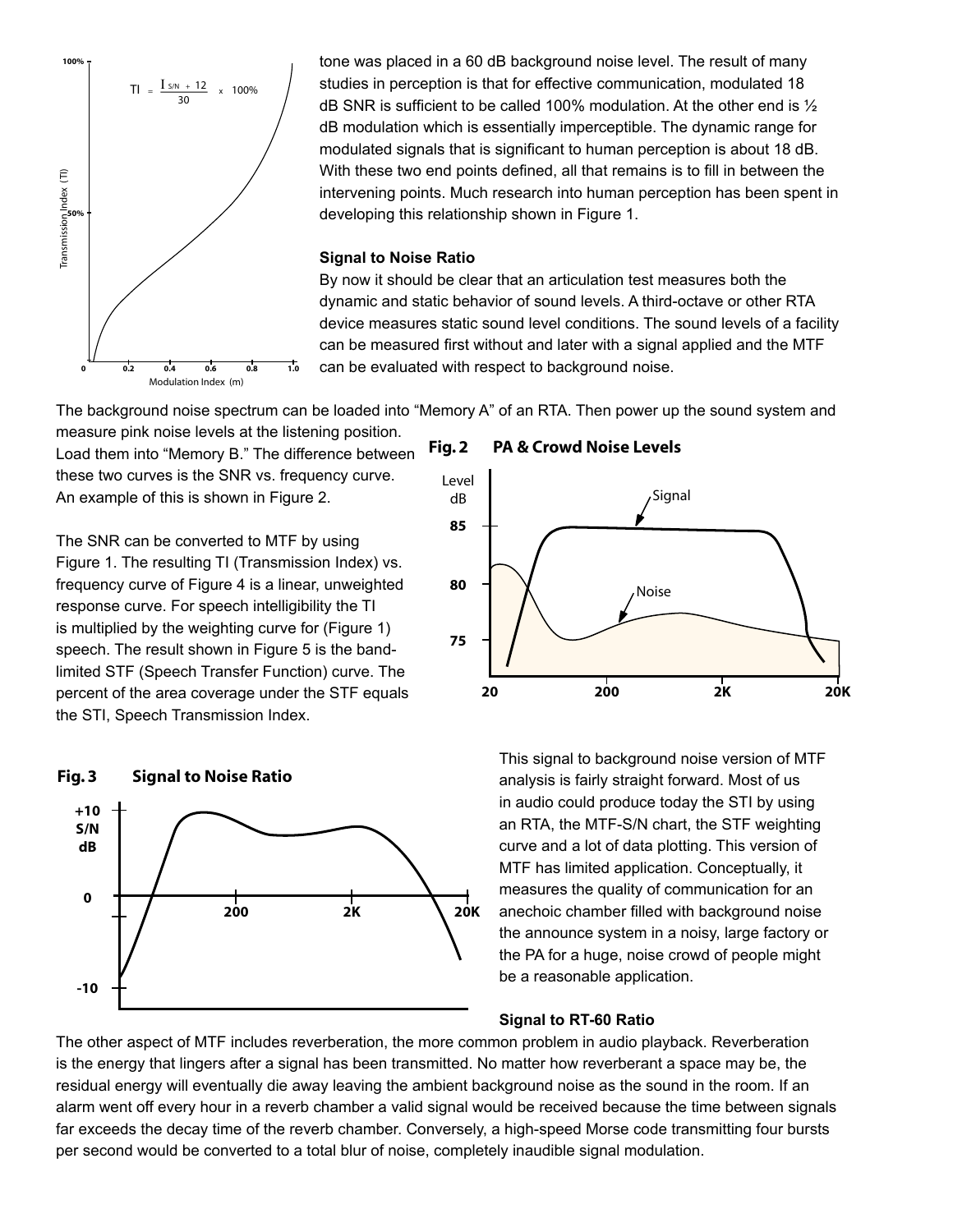$$TI = \frac{I_{S/N} + 12}{30} \times 100\%$$

tone was placed in a 60 dB background noise level. The result of many studies in perception is that for effective communication, modulated 18 dB SNR is sufficient to be called 100% modulation. At the other end is ½ dB modulation which is essentially imperceptible. The dynamic range for modulated signals that is significant to human perception is about 18 dB. With these two end points defined, all that remains is to fill in between the intervening points. Much research into human perception has been spent in developing this relationship shown in Figure 1.

**Signal to Noise Ratio**

By now it should be clear that an articulation test measures both the dynamic and static behavior of sound levels. A third-octave or other RTA device measures static sound level conditions. The sound levels of a facility can be measured first without and later with a signal applied and the MTF can be evaluated with respect to background noise.

The background noise spectrum can be loaded into "Memory A" of an RTA. Then power up the sound system and measure pink noise levels at the listening position. Load them into "Memory B." The difference between these two curves is the SNR vs. frequency curve. An example of this is shown in Figure 2.

**Fig. 2 PA & Crowd Noise Levels**

The SNR can be converted to MTF by using Figure 1. The resulting TI (Transmission Index) vs. frequency curve of Figure 4 is a linear, unweighted response curve. For speech intelligibility the TI is multiplied by the weighting curve for (Figure 1) speech. The result shown in Figure 5 is the band-limited STF (Speech Transfer Function) curve. The percent of the area coverage under the STF equals the STI, Speech Transmission Index.

**Fig. 3 Signal to Noise Ratio**

This signal to background noise version of MTF analysis is fairly straight forward. Most of us in audio could produce today the STI by using an RTA, the MTF-S/N chart, the STF weighting curve and a lot of data plotting. This version of MTF has limited application. Conceptually, it measures the quality of communication for an anechoic chamber filled with background noise the announce system in a noisy, large factory or the PA for a huge, noise crowd of people might be a reasonable application.

**Signal to RT-60 Ratio**

The other aspect of MTF includes reverberation, the more common problem in audio playback. Reverberation is the energy that lingers after a signal has been transmitted. No matter how reverberant a space may be, the residual energy will eventually die away leaving the ambient background noise as the sound in the room. If an alarm went off every hour in a reverb chamber a valid signal would be received because the time between signals far exceeds the decay time of the reverb chamber. Conversely, a high-speed Morse code transmitting four bursts per second would be converted to a total blur of noise, completely inaudible signal modulation.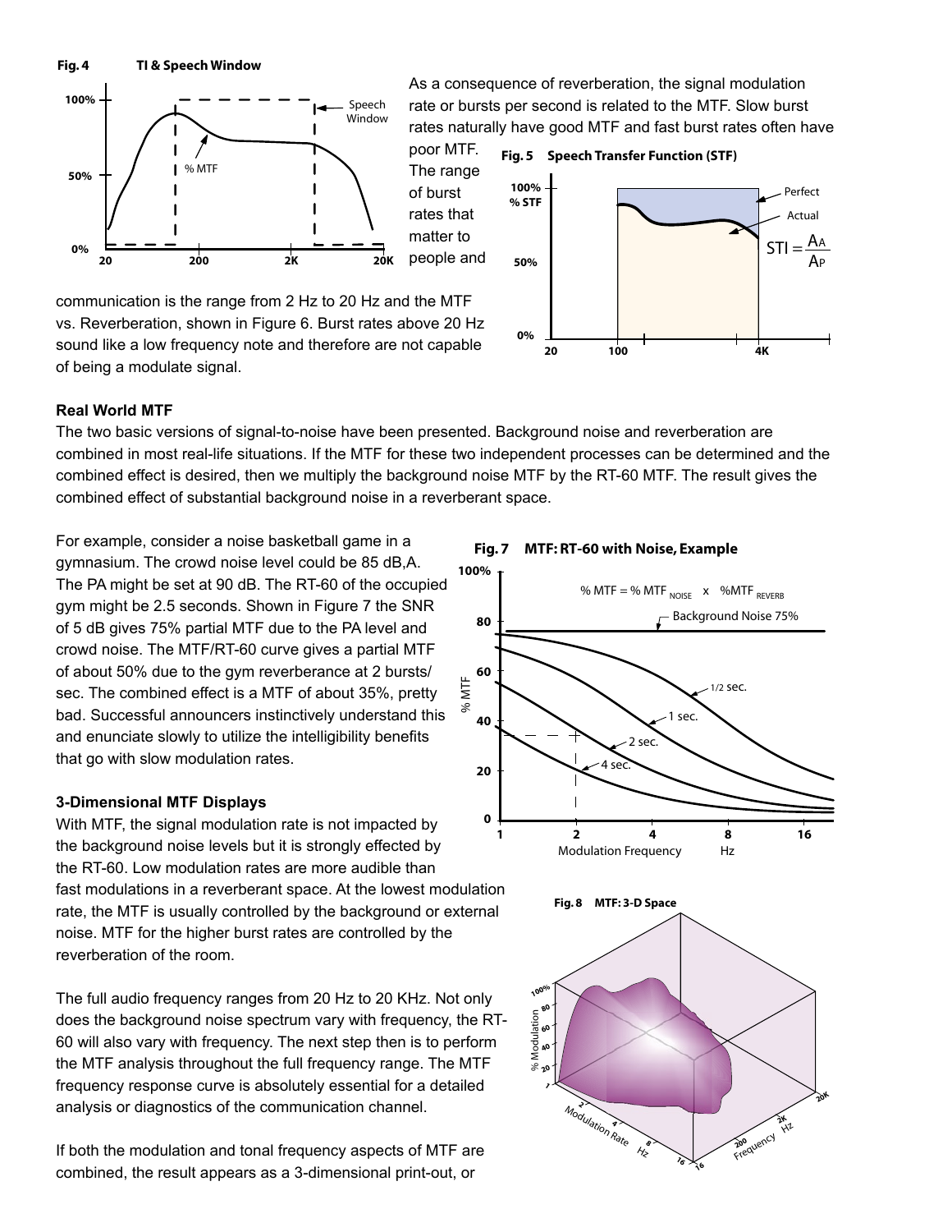**Fig. 4 TI & Speech Window**

As a consequence of reverberation, the signal modulation rate or bursts per second is related to the MTF. Slow burst rates naturally have good MTF and fast burst rates often have poor MTF. The range of burst rates that matter to people and communication is the range from 2 Hz to 20 Hz and the MTF vs. Reverberation, shown in Figure 6. Burst rates above 20 Hz sound like a low frequency note and therefore are not capable of being a modulate signal.

**Fig. 5 Speech Transfer Function (STF)**

$$STI = \frac{A_A}{A_P}$$

### Real World MTF

The two basic versions of signal-to-noise have been presented. Background noise and reverberation are combined in most real-life situations. If the MTF for these two independent processes can be determined and the combined effect is desired, then we multiply the background noise MTF by the RT-60 MTF. The result gives the combined effect of substantial background noise in a reverberant space.

For example, consider a noise basketball game in a gymnasium. The crowd noise level could be 85 dB,A. The PA might be set at 90 dB. The RT-60 of the occupied gym might be 2.5 seconds. Shown in Figure 7 the SNR of 5 dB gives 75% partial MTF due to the PA level and crowd noise. The MTF/RT-60 curve gives a partial MTF of about 50% due to the gym reverberance at 2 bursts/sec. The combined effect is a MTF of about 35%, pretty bad. Successful announcers instinctively understand this and enunciate slowly to utilize the intelligibility benefits that go with slow modulation rates.

**Fig. 7 MTF: RT-60 with Noise, Example**

$$\% \text{ MTF} = \% \text{ MTF}_{NOISE} \times \% \text{MTF}_{REVERB}$$

### 3-Dimensional MTF Displays

With MTF, the signal modulation rate is not impacted by the background noise levels but it is strongly effected by the RT-60. Low modulation rates are more audible than fast modulations in a reverberant space. At the lowest modulation rate, the MTF is usually controlled by the background or external noise. MTF for the higher burst rates are controlled by the reverberation of the room.

The full audio frequency ranges from 20 Hz to 20 KHz. Not only does the background noise spectrum vary with frequency, the RT-60 will also vary with frequency. The next step then is to perform the MTF analysis throughout the full frequency range. The MTF frequency response curve is absolutely essential for a detailed analysis or diagnostics of the communication channel.

**Fig. 8 MTF: 3-D Space**

If both the modulation and tonal frequency aspects of MTF are combined, the result appears as a 3-dimensional print-out, or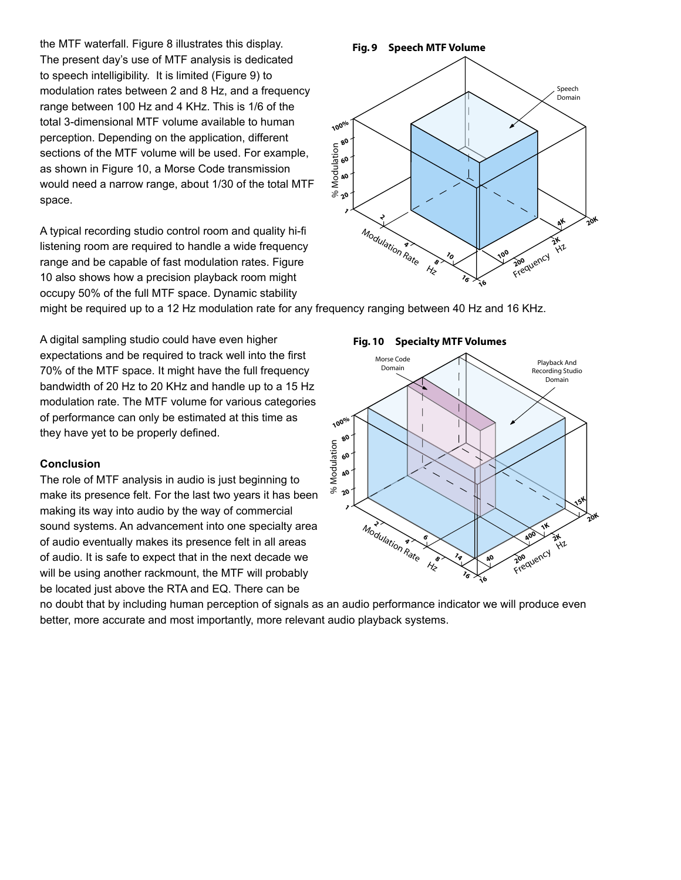the MTF waterfall. Figure 8 illustrates this display. The present day's use of MTF analysis is dedicated to speech intelligibility. It is limited (Figure 9) to modulation rates between 2 and 8 Hz, and a frequency range between 100 Hz and 4 KHz. This is 1/6 of the total 3-dimensional MTF volume available to human perception. Depending on the application, different sections of the MTF volume will be used. For example, as shown in Figure 10, a Morse Code transmission would need a narrow range, about 1/30 of the total MTF space.

**Fig. 9 Speech MTF Volume**

Speech Domain

% Modulation
100%
80
60
40
20
1

Modulation Rate Hz
2
4
8
10
16

Frequency Hz
16
100
200
2K
4K
20K

A typical recording studio control room and quality hi-fi listening room are required to handle a wide frequency range and be capable of fast modulation rates. Figure 10 also shows how a precision playback room might occupy 50% of the full MTF space. Dynamic stability might be required up to a 12 Hz modulation rate for any frequency ranging between 40 Hz and 16 KHz.

A digital sampling studio could have even higher expectations and be required to track well into the first 70% of the MTF space. It might have the full frequency bandwidth of 20 Hz to 20 KHz and handle up to a 15 Hz modulation rate. The MTF volume for various categories of performance can only be estimated at this time as they have yet to be properly defined.

**Fig. 10 Specialty MTF Volumes**

Morse Code Domain

Playback And Recording Studio Domain

% Modulation
100%
80
60
40
20
1

Modulation Rate Hz
2
4
6
8
14
16

Frequency Hz
16
40
200
400
1K
2K
15K
20K

### Conclusion

The role of MTF analysis in audio is just beginning to make its presence felt. For the last two years it has been making its way into audio by the way of commercial sound systems. An advancement into one specialty area of audio eventually makes its presence felt in all areas of audio. It is safe to expect that in the next decade we will be using another rackmount, the MTF will probably be located just above the RTA and EQ. There can be no doubt that by including human perception of signals as an audio performance indicator we will produce even better, more accurate and most importantly, more relevant audio playback systems.